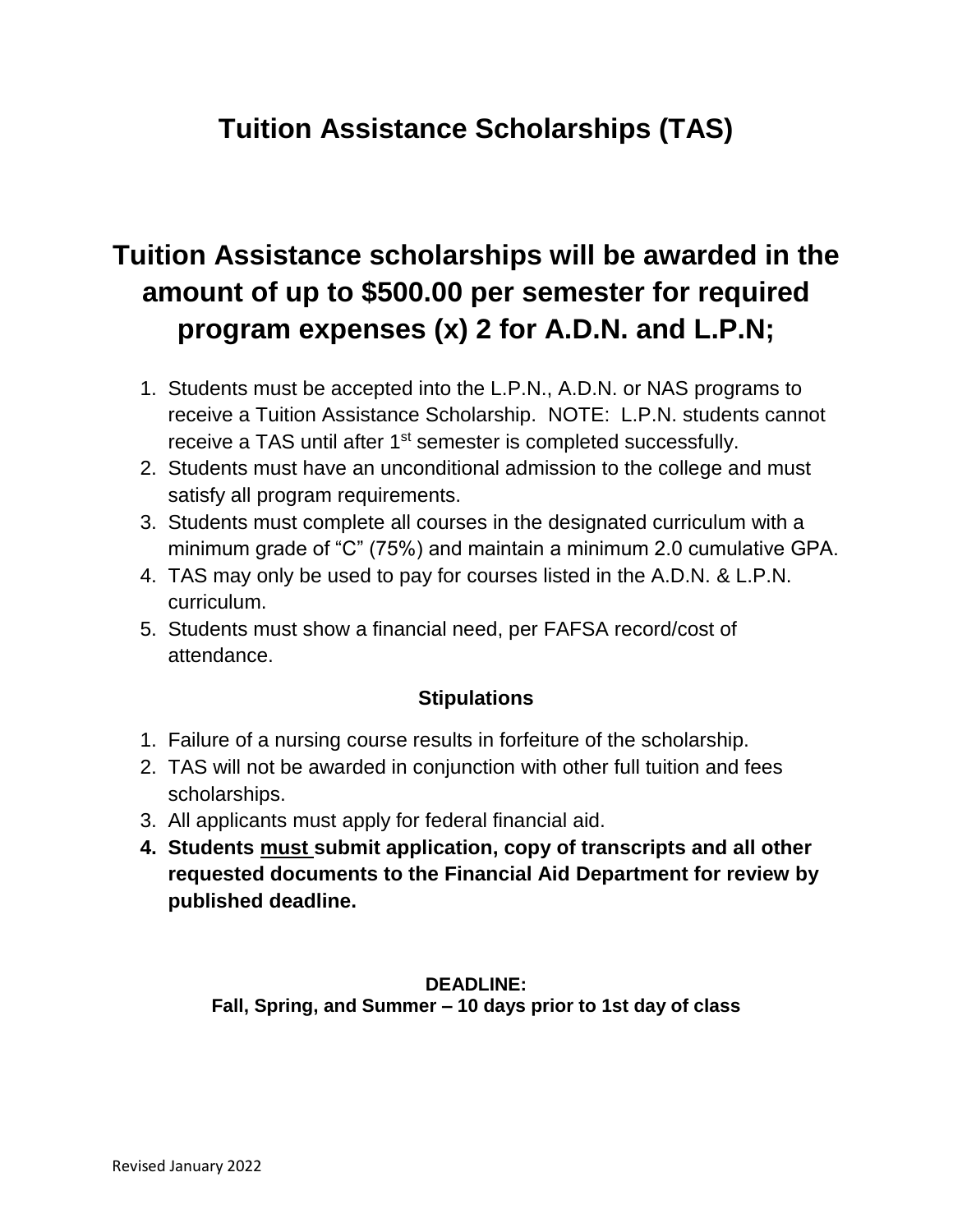# Tuition Assistance Scholarships (TAS)

## Tuition Assistance scholarships will be awarded in the amount of up to $500.00 per semester for required program expenses (x) 2 for A.D.N. and L.P.N;

1. Students must be accepted into the L.P.N., A.D.N. or NAS programs to receive a Tuition Assistance Scholarship. NOTE: L.P.N. students cannot receive a TAS until after 1st semester is completed successfully.
2. Students must have an unconditional admission to the college and must satisfy all program requirements.
3. Students must complete all courses in the designated curriculum with a minimum grade of "C" (75%) and maintain a minimum 2.0 cumulative GPA.
4. TAS may only be used to pay for courses listed in the A.D.N. & L.P.N. curriculum.
5. Students must show a financial need, per FAFSA record/cost of attendance.

### Stipulations

1. Failure of a nursing course results in forfeiture of the scholarship.
2. TAS will not be awarded in conjunction with other full tuition and fees scholarships.
3. All applicants must apply for federal financial aid.
4. **Students <u>must</u> submit application, copy of transcripts and all other requested documents to the Financial Aid Department for review by published deadline.**

**DEADLINE:**
**Fall, Spring, and Summer – 10 days prior to 1st day of class**

Revised January 2022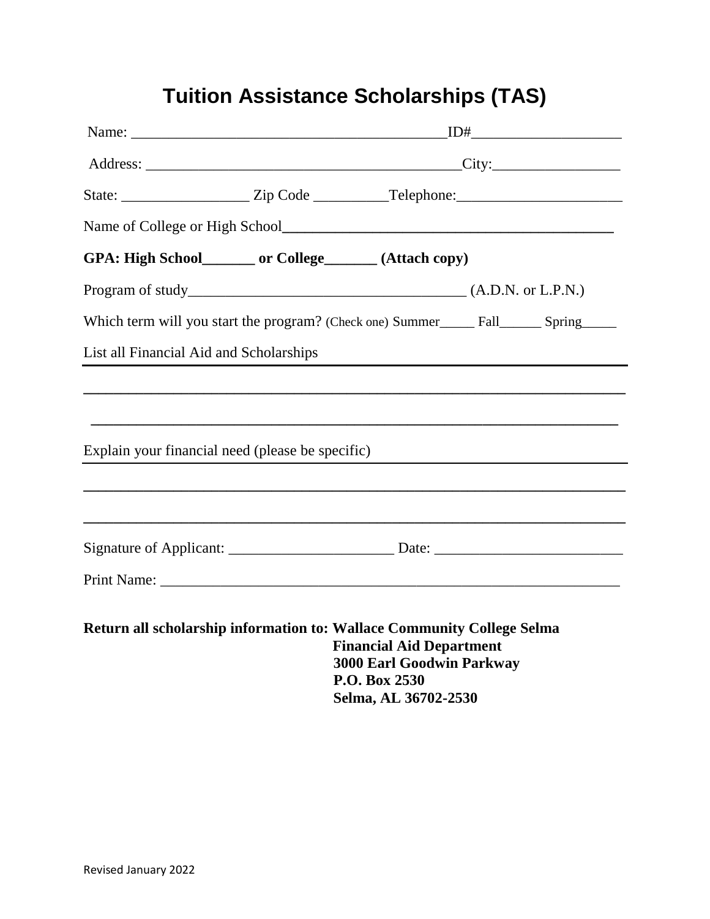# Tuition Assistance Scholarships (TAS)

Name: ________________________________________ID#___________________

Address: ________________________________________City:________________

State: ________________ Zip Code _________Telephone:_____________________

Name of College or High School__________________________________________

**GPA: High School_______ or College_______ (Attach copy)**

Program of study___________________________________ (A.D.N. or L.P.N.)

Which term will you start the program? (Check one) Summer_____ Fall______ Spring_____

List all Financial Aid and Scholarships ____________________________________________

______________________________________________________________________

______________________________________________________________________

Explain your financial need (please be specific) ______________________________________

______________________________________________________________________

______________________________________________________________________

Signature of Applicant: _____________________ Date: ________________________

Print Name: ___________________________________________________________

**Return all scholarship information to: Wallace Community College Selma**
**Financial Aid Department**
**3000 Earl Goodwin Parkway**
**P.O. Box 2530**
**Selma, AL 36702-2530**

Revised January 2022